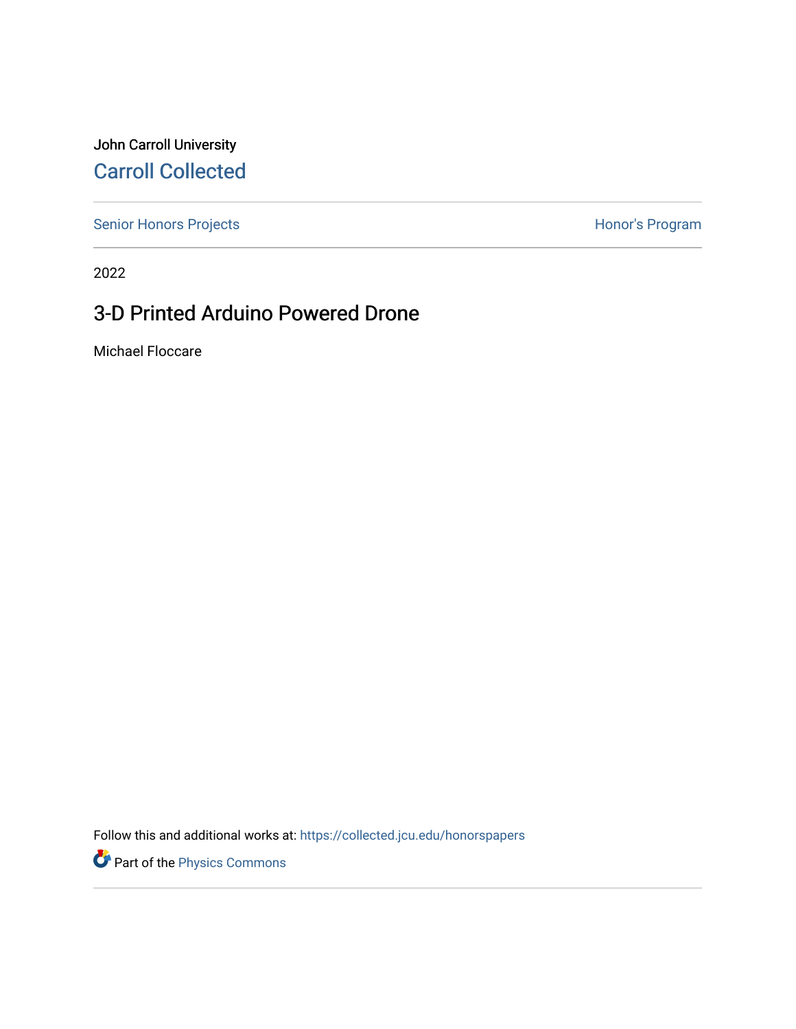John Carroll University

Carroll Collected

Senior Honors Projects

Honor's Program

2022

# 3-D Printed Arduino Powered Drone

Michael Floccare

Follow this and additional works at: https://collected.jcu.edu/honorspapers

Part of the Physics Commons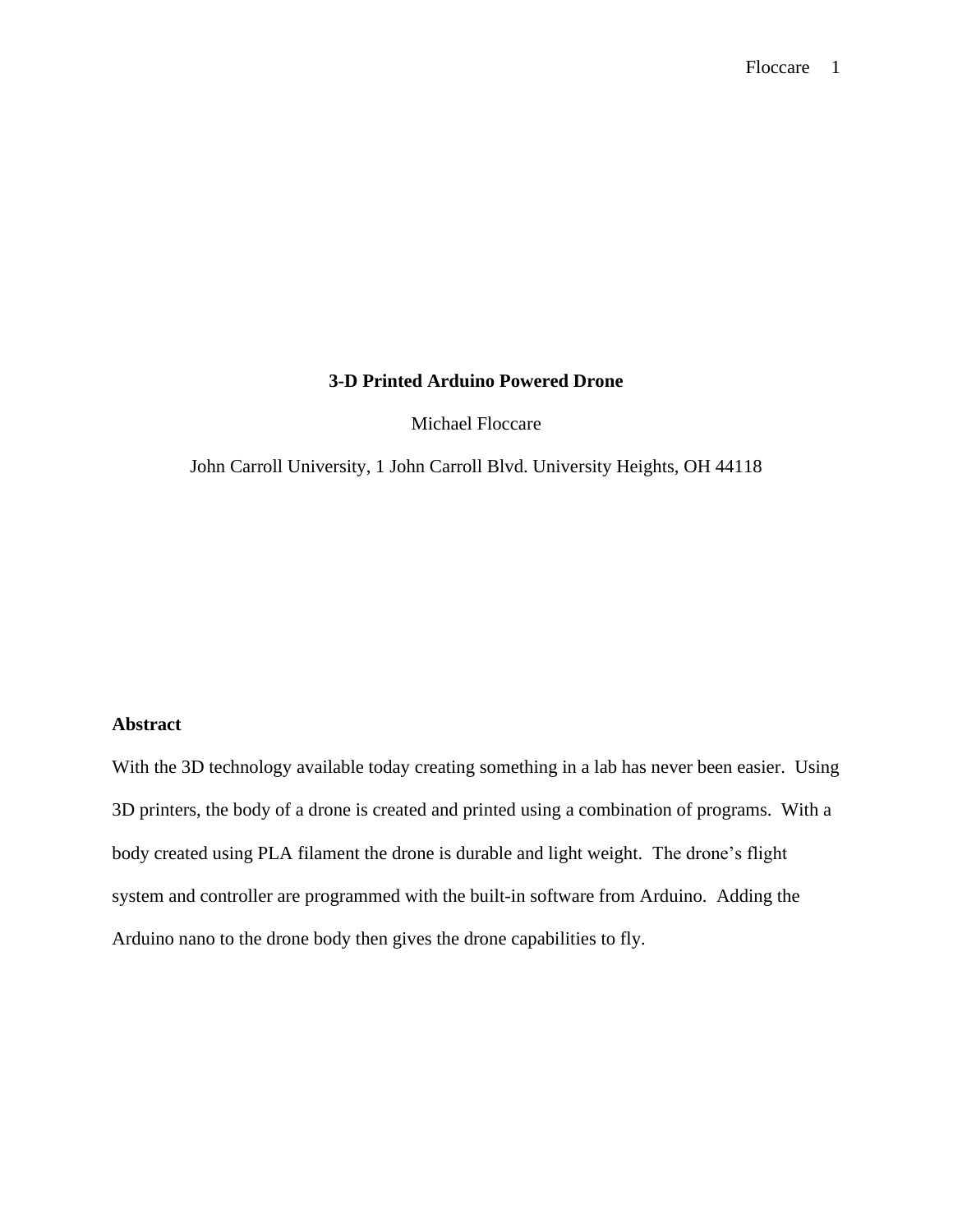# 3-D Printed Arduino Powered Drone

Michael Floccare

John Carroll University, 1 John Carroll Blvd. University Heights, OH 44118

## Abstract

With the 3D technology available today creating something in a lab has never been easier. Using 3D printers, the body of a drone is created and printed using a combination of programs. With a body created using PLA filament the drone is durable and light weight. The drone's flight system and controller are programmed with the built-in software from Arduino. Adding the Arduino nano to the drone body then gives the drone capabilities to fly.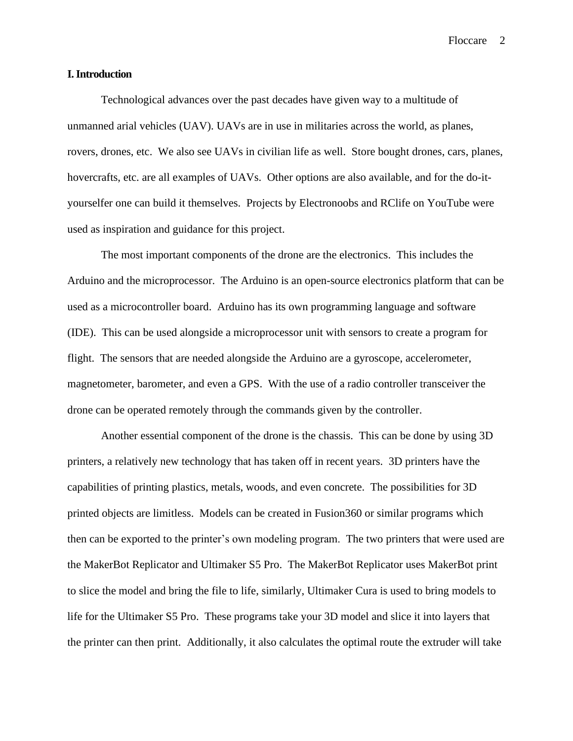## I. Introduction

Technological advances over the past decades have given way to a multitude of unmanned arial vehicles (UAV). UAVs are in use in militaries across the world, as planes, rovers, drones, etc. We also see UAVs in civilian life as well. Store bought drones, cars, planes, hovercrafts, etc. are all examples of UAVs. Other options are also available, and for the do-it-yourselfer one can build it themselves. Projects by Electronoobs and RClife on YouTube were used as inspiration and guidance for this project.

The most important components of the drone are the electronics. This includes the Arduino and the microprocessor. The Arduino is an open-source electronics platform that can be used as a microcontroller board. Arduino has its own programming language and software (IDE). This can be used alongside a microprocessor unit with sensors to create a program for flight. The sensors that are needed alongside the Arduino are a gyroscope, accelerometer, magnetometer, barometer, and even a GPS. With the use of a radio controller transceiver the drone can be operated remotely through the commands given by the controller.

Another essential component of the drone is the chassis. This can be done by using 3D printers, a relatively new technology that has taken off in recent years. 3D printers have the capabilities of printing plastics, metals, woods, and even concrete. The possibilities for 3D printed objects are limitless. Models can be created in Fusion360 or similar programs which then can be exported to the printer's own modeling program. The two printers that were used are the MakerBot Replicator and Ultimaker S5 Pro. The MakerBot Replicator uses MakerBot print to slice the model and bring the file to life, similarly, Ultimaker Cura is used to bring models to life for the Ultimaker S5 Pro. These programs take your 3D model and slice it into layers that the printer can then print. Additionally, it also calculates the optimal route the extruder will take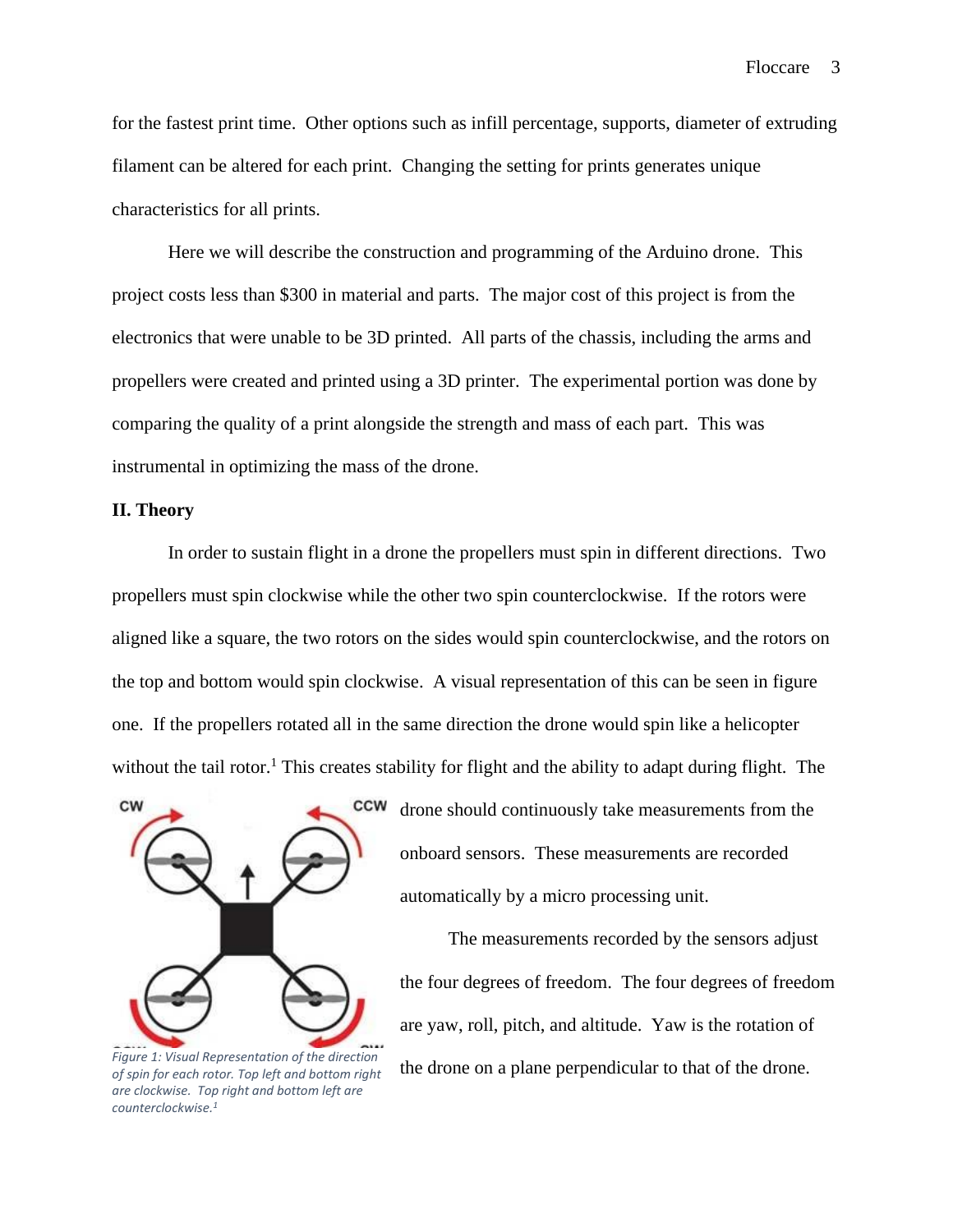for the fastest print time. Other options such as infill percentage, supports, diameter of extruding filament can be altered for each print. Changing the setting for prints generates unique characteristics for all prints.

Here we will describe the construction and programming of the Arduino drone. This project costs less than $300 in material and parts. The major cost of this project is from the electronics that were unable to be 3D printed. All parts of the chassis, including the arms and propellers were created and printed using a 3D printer. The experimental portion was done by comparing the quality of a print alongside the strength and mass of each part. This was instrumental in optimizing the mass of the drone.

## II. Theory

In order to sustain flight in a drone the propellers must spin in different directions. Two propellers must spin clockwise while the other two spin counterclockwise. If the rotors were aligned like a square, the two rotors on the sides would spin counterclockwise, and the rotors on the top and bottom would spin clockwise. A visual representation of this can be seen in figure one. If the propellers rotated all in the same direction the drone would spin like a helicopter without the tail rotor.[1] This creates stability for flight and the ability to adapt during flight. The drone should continuously take measurements from the onboard sensors. These measurements are recorded automatically by a micro processing unit.

CW

CCW

*Figure 1: Visual Representation of the direction of spin for each rotor. Top left and bottom right are clockwise. Top right and bottom left are counterclockwise.[1]*

The measurements recorded by the sensors adjust the four degrees of freedom. The four degrees of freedom are yaw, roll, pitch, and altitude. Yaw is the rotation of the drone on a plane perpendicular to that of the drone.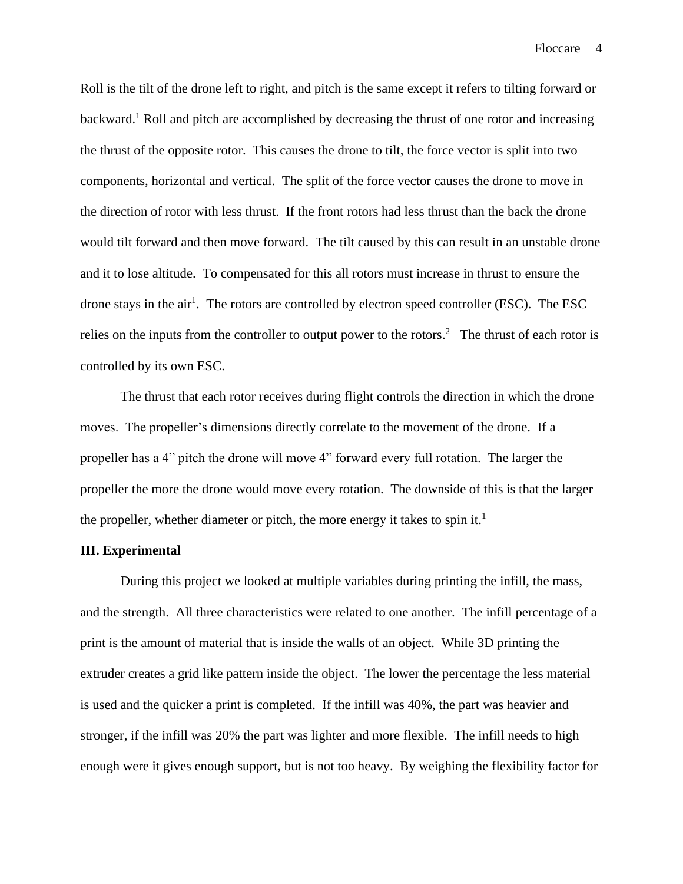Roll is the tilt of the drone left to right, and pitch is the same except it refers to tilting forward or backward.[1] Roll and pitch are accomplished by decreasing the thrust of one rotor and increasing the thrust of the opposite rotor. This causes the drone to tilt, the force vector is split into two components, horizontal and vertical. The split of the force vector causes the drone to move in the direction of rotor with less thrust. If the front rotors had less thrust than the back the drone would tilt forward and then move forward. The tilt caused by this can result in an unstable drone and it to lose altitude. To compensated for this all rotors must increase in thrust to ensure the drone stays in the air[1]. The rotors are controlled by electron speed controller (ESC). The ESC relies on the inputs from the controller to output power to the rotors.[2] The thrust of each rotor is controlled by its own ESC.

The thrust that each rotor receives during flight controls the direction in which the drone moves. The propeller's dimensions directly correlate to the movement of the drone. If a propeller has a 4" pitch the drone will move 4" forward every full rotation. The larger the propeller the more the drone would move every rotation. The downside of this is that the larger the propeller, whether diameter or pitch, the more energy it takes to spin it.[1]

**III. Experimental**

During this project we looked at multiple variables during printing the infill, the mass, and the strength. All three characteristics were related to one another. The infill percentage of a print is the amount of material that is inside the walls of an object. While 3D printing the extruder creates a grid like pattern inside the object. The lower the percentage the less material is used and the quicker a print is completed. If the infill was 40%, the part was heavier and stronger, if the infill was 20% the part was lighter and more flexible. The infill needs to high enough were it gives enough support, but is not too heavy. By weighing the flexibility factor for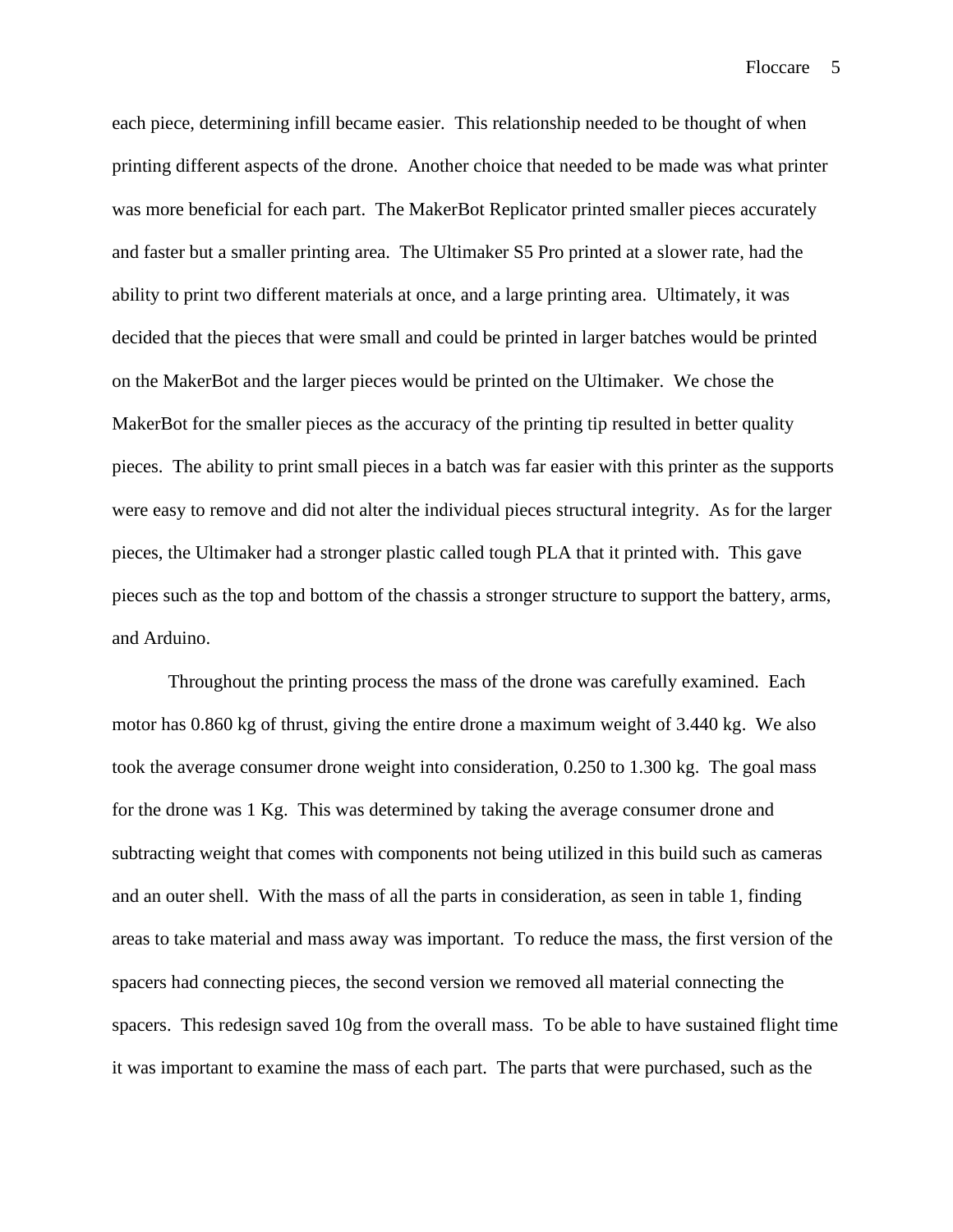each piece, determining infill became easier. This relationship needed to be thought of when printing different aspects of the drone. Another choice that needed to be made was what printer was more beneficial for each part. The MakerBot Replicator printed smaller pieces accurately and faster but a smaller printing area. The Ultimaker S5 Pro printed at a slower rate, had the ability to print two different materials at once, and a large printing area. Ultimately, it was decided that the pieces that were small and could be printed in larger batches would be printed on the MakerBot and the larger pieces would be printed on the Ultimaker. We chose the MakerBot for the smaller pieces as the accuracy of the printing tip resulted in better quality pieces. The ability to print small pieces in a batch was far easier with this printer as the supports were easy to remove and did not alter the individual pieces structural integrity. As for the larger pieces, the Ultimaker had a stronger plastic called tough PLA that it printed with. This gave pieces such as the top and bottom of the chassis a stronger structure to support the battery, arms, and Arduino.

Throughout the printing process the mass of the drone was carefully examined. Each motor has 0.860 kg of thrust, giving the entire drone a maximum weight of 3.440 kg. We also took the average consumer drone weight into consideration, 0.250 to 1.300 kg. The goal mass for the drone was 1 Kg. This was determined by taking the average consumer drone and subtracting weight that comes with components not being utilized in this build such as cameras and an outer shell. With the mass of all the parts in consideration, as seen in table 1, finding areas to take material and mass away was important. To reduce the mass, the first version of the spacers had connecting pieces, the second version we removed all material connecting the spacers. This redesign saved 10g from the overall mass. To be able to have sustained flight time it was important to examine the mass of each part. The parts that were purchased, such as the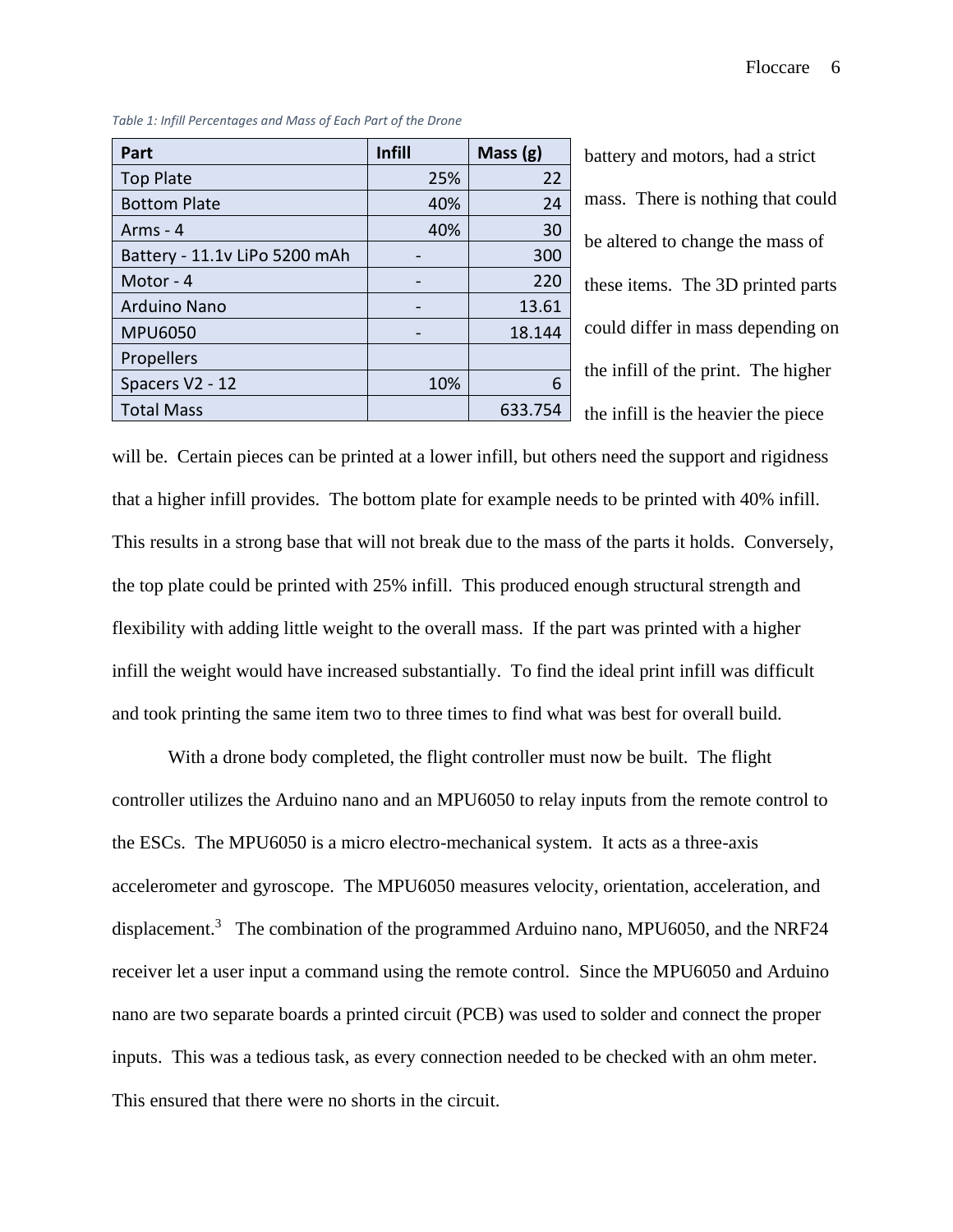*Table 1: Infill Percentages and Mass of Each Part of the Drone*

| Part | Infill | Mass (g) |
|---|---|---|
| Top Plate | 25% | 22 |
| Bottom Plate | 40% | 24 |
| Arms - 4 | 40% | 30 |
| Battery - 11.1v LiPo 5200 mAh | - | 300 |
| Motor - 4 | - | 220 |
| Arduino Nano | - | 13.61 |
| MPU6050 | - | 18.144 |
| Propellers | | |
| Spacers V2 - 12 | 10% | 6 |
| Total Mass | | 633.754 |

battery and motors, had a strict mass. There is nothing that could be altered to change the mass of these items. The 3D printed parts could differ in mass depending on the infill of the print. The higher the infill is the heavier the piece will be. Certain pieces can be printed at a lower infill, but others need the support and rigidness that a higher infill provides. The bottom plate for example needs to be printed with 40% infill. This results in a strong base that will not break due to the mass of the parts it holds. Conversely, the top plate could be printed with 25% infill. This produced enough structural strength and flexibility with adding little weight to the overall mass. If the part was printed with a higher infill the weight would have increased substantially. To find the ideal print infill was difficult and took printing the same item two to three times to find what was best for overall build.

With a drone body completed, the flight controller must now be built. The flight controller utilizes the Arduino nano and an MPU6050 to relay inputs from the remote control to the ESCs. The MPU6050 is a micro electro-mechanical system. It acts as a three-axis accelerometer and gyroscope. The MPU6050 measures velocity, orientation, acceleration, and displacement.[3] The combination of the programmed Arduino nano, MPU6050, and the NRF24 receiver let a user input a command using the remote control. Since the MPU6050 and Arduino nano are two separate boards a printed circuit (PCB) was used to solder and connect the proper inputs. This was a tedious task, as every connection needed to be checked with an ohm meter. This ensured that there were no shorts in the circuit.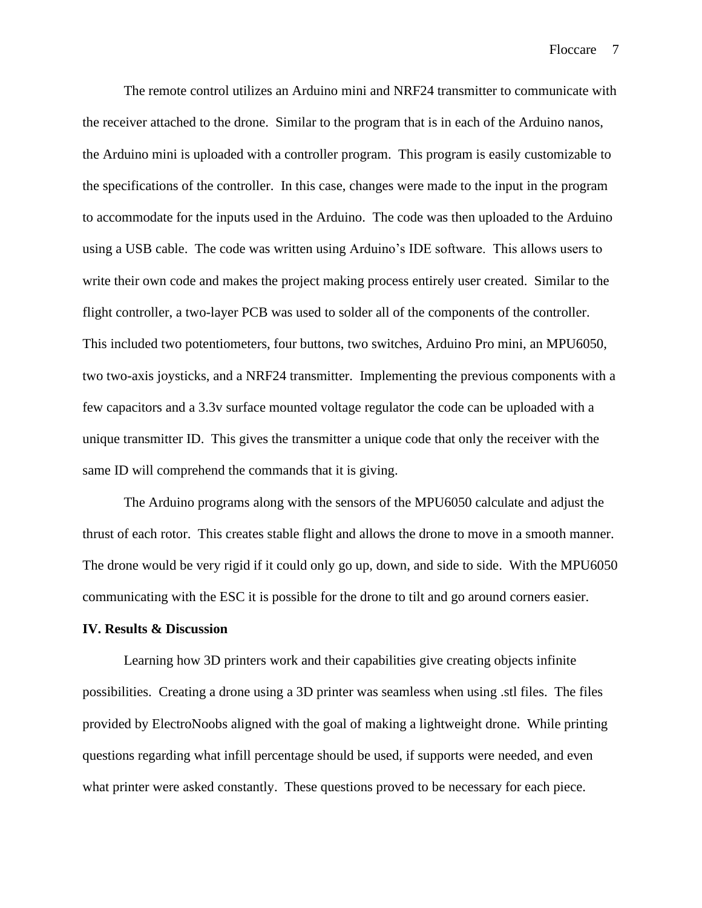The remote control utilizes an Arduino mini and NRF24 transmitter to communicate with the receiver attached to the drone. Similar to the program that is in each of the Arduino nanos, the Arduino mini is uploaded with a controller program. This program is easily customizable to the specifications of the controller. In this case, changes were made to the input in the program to accommodate for the inputs used in the Arduino. The code was then uploaded to the Arduino using a USB cable. The code was written using Arduino's IDE software. This allows users to write their own code and makes the project making process entirely user created. Similar to the flight controller, a two-layer PCB was used to solder all of the components of the controller. This included two potentiometers, four buttons, two switches, Arduino Pro mini, an MPU6050, two two-axis joysticks, and a NRF24 transmitter. Implementing the previous components with a few capacitors and a 3.3v surface mounted voltage regulator the code can be uploaded with a unique transmitter ID. This gives the transmitter a unique code that only the receiver with the same ID will comprehend the commands that it is giving.

The Arduino programs along with the sensors of the MPU6050 calculate and adjust the thrust of each rotor. This creates stable flight and allows the drone to move in a smooth manner. The drone would be very rigid if it could only go up, down, and side to side. With the MPU6050 communicating with the ESC it is possible for the drone to tilt and go around corners easier.

**IV. Results & Discussion**

Learning how 3D printers work and their capabilities give creating objects infinite possibilities. Creating a drone using a 3D printer was seamless when using .stl files. The files provided by ElectroNoobs aligned with the goal of making a lightweight drone. While printing questions regarding what infill percentage should be used, if supports were needed, and even what printer were asked constantly. These questions proved to be necessary for each piece.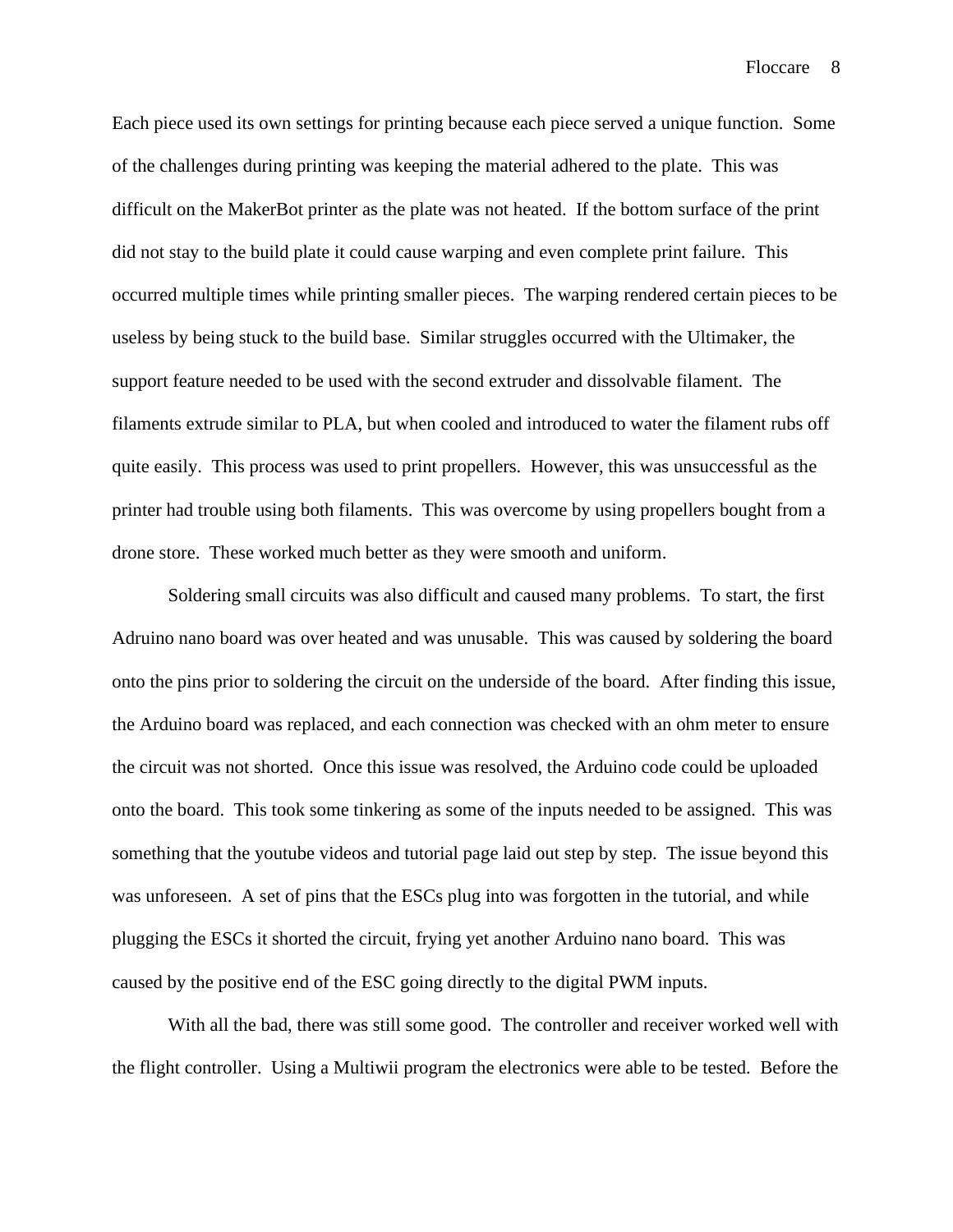Each piece used its own settings for printing because each piece served a unique function. Some of the challenges during printing was keeping the material adhered to the plate. This was difficult on the MakerBot printer as the plate was not heated. If the bottom surface of the print did not stay to the build plate it could cause warping and even complete print failure. This occurred multiple times while printing smaller pieces. The warping rendered certain pieces to be useless by being stuck to the build base. Similar struggles occurred with the Ultimaker, the support feature needed to be used with the second extruder and dissolvable filament. The filaments extrude similar to PLA, but when cooled and introduced to water the filament rubs off quite easily. This process was used to print propellers. However, this was unsuccessful as the printer had trouble using both filaments. This was overcome by using propellers bought from a drone store. These worked much better as they were smooth and uniform.

Soldering small circuits was also difficult and caused many problems. To start, the first Adruino nano board was over heated and was unusable. This was caused by soldering the board onto the pins prior to soldering the circuit on the underside of the board. After finding this issue, the Arduino board was replaced, and each connection was checked with an ohm meter to ensure the circuit was not shorted. Once this issue was resolved, the Arduino code could be uploaded onto the board. This took some tinkering as some of the inputs needed to be assigned. This was something that the youtube videos and tutorial page laid out step by step. The issue beyond this was unforeseen. A set of pins that the ESCs plug into was forgotten in the tutorial, and while plugging the ESCs it shorted the circuit, frying yet another Arduino nano board. This was caused by the positive end of the ESC going directly to the digital PWM inputs.

With all the bad, there was still some good. The controller and receiver worked well with the flight controller. Using a Multiwii program the electronics were able to be tested. Before the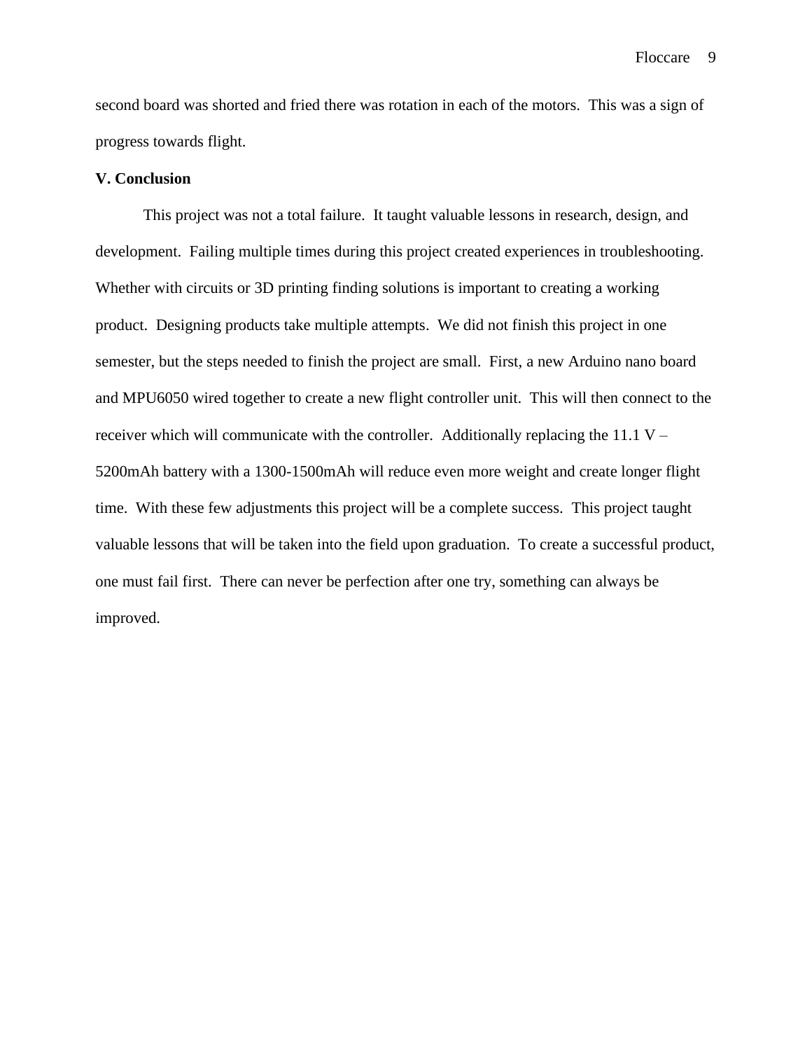second board was shorted and fried there was rotation in each of the motors.  This was a sign of progress towards flight.

**V. Conclusion**

This project was not a total failure.  It taught valuable lessons in research, design, and development.  Failing multiple times during this project created experiences in troubleshooting.  Whether with circuits or 3D printing finding solutions is important to creating a working product.  Designing products take multiple attempts.  We did not finish this project in one semester, but the steps needed to finish the project are small.  First, a new Arduino nano board and MPU6050 wired together to create a new flight controller unit.  This will then connect to the receiver which will communicate with the controller.  Additionally replacing the 11.1 V – 5200mAh battery with a 1300-1500mAh will reduce even more weight and create longer flight time.  With these few adjustments this project will be a complete success.  This project taught valuable lessons that will be taken into the field upon graduation.  To create a successful product, one must fail first.  There can never be perfection after one try, something can always be improved.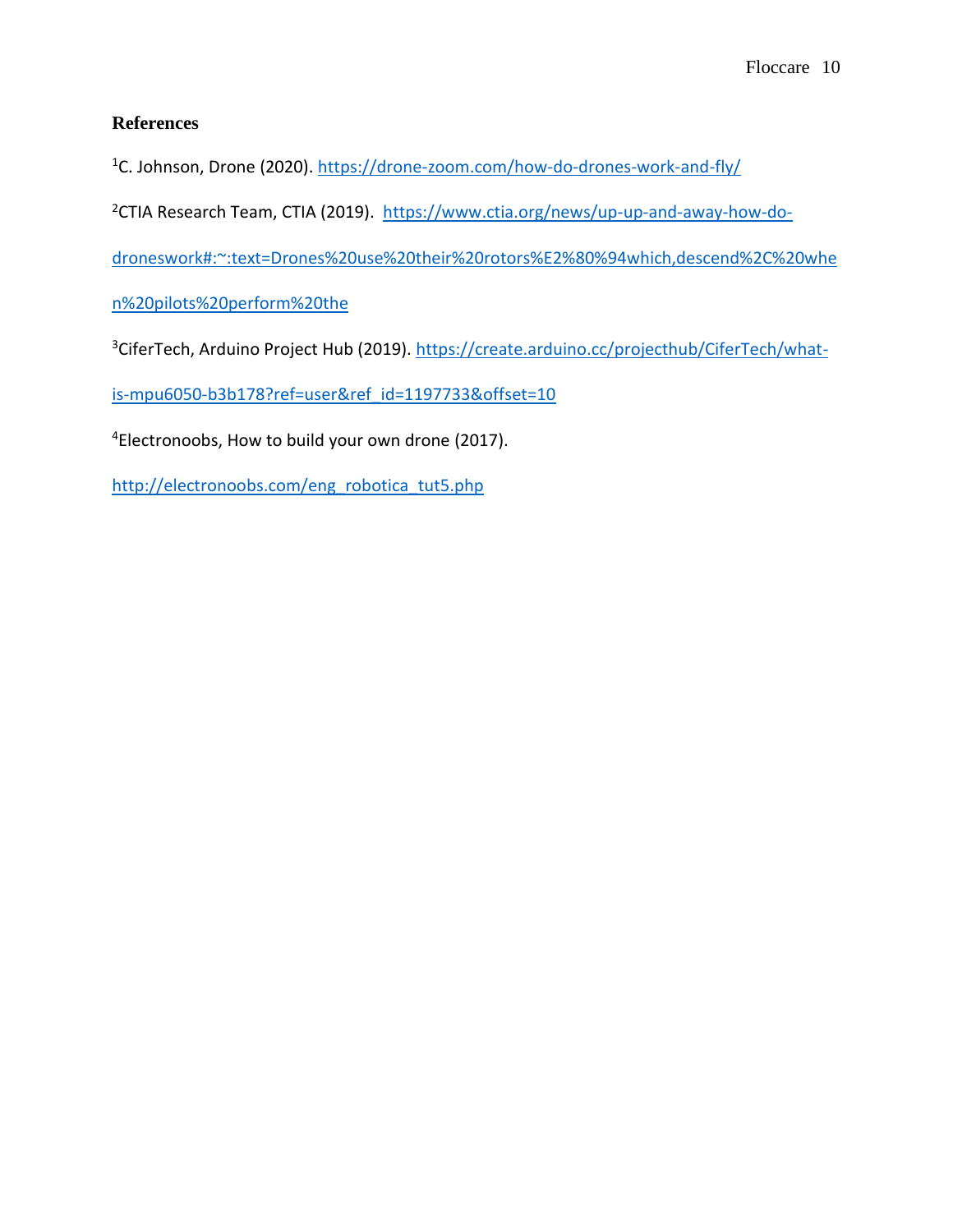## References

[1]C. Johnson, Drone (2020). https://drone-zoom.com/how-do-drones-work-and-fly/

[2]CTIA Research Team, CTIA (2019). https://www.ctia.org/news/up-up-and-away-how-do-droneswork#:~:text=Drones%20use%20their%20rotors%E2%80%94which,descend%2C%20when%20pilots%20perform%20the

[3]CiferTech, Arduino Project Hub (2019). https://create.arduino.cc/projecthub/CiferTech/what-is-mpu6050-b3b178?ref=user&ref_id=1197733&offset=10

[4]Electronoobs, How to build your own drone (2017). http://electronoobs.com/eng_robotica_tut5.php